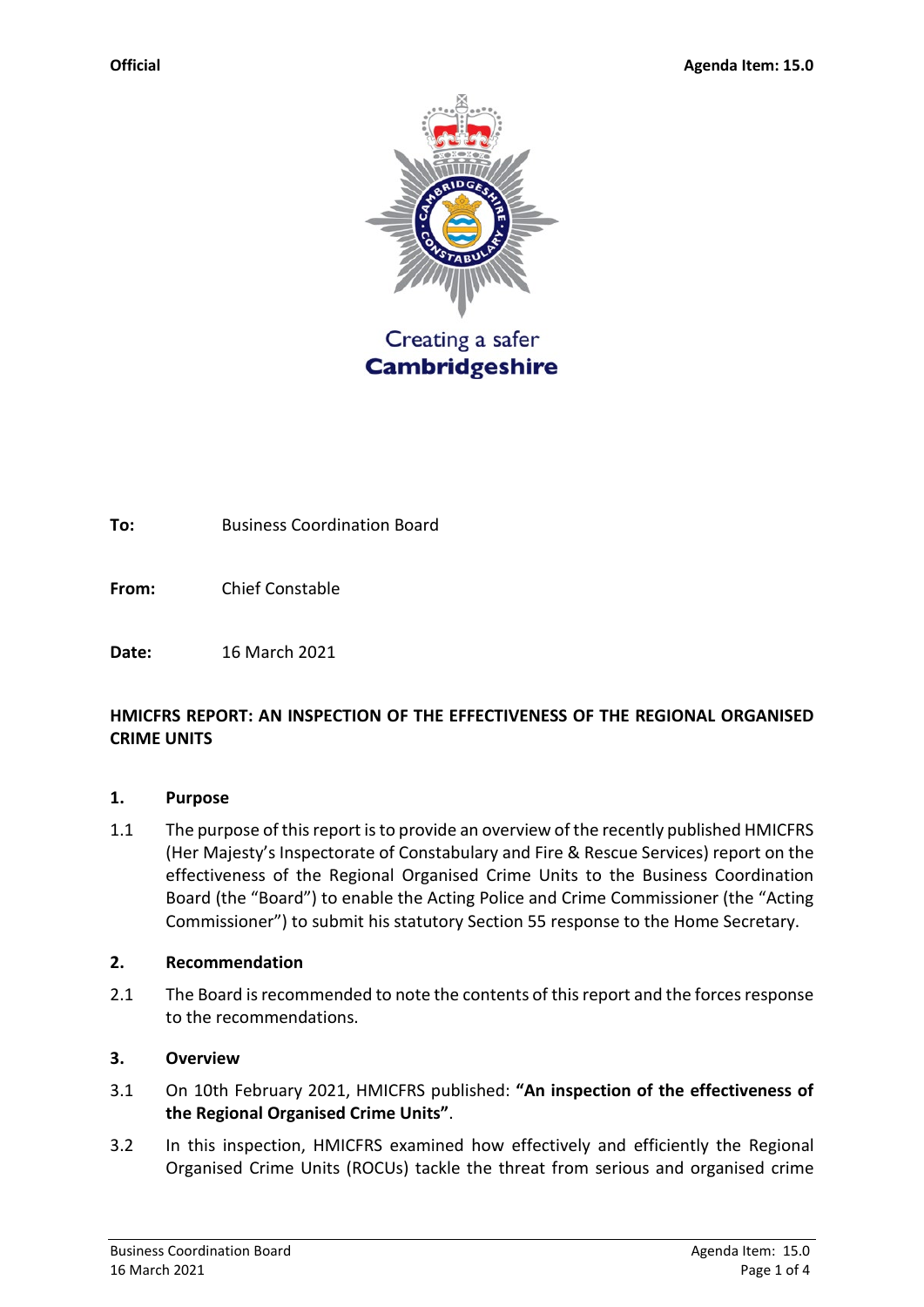**Official** **Agenda Item: 15.0**

Creating a safer
**Cambridgeshire**

**To:** Business Coordination Board

**From:** Chief Constable

**Date:** 16 March 2021

**HMICFRS REPORT: AN INSPECTION OF THE EFFECTIVENESS OF THE REGIONAL ORGANISED CRIME UNITS**

**1. Purpose**

1.1 The purpose of this report is to provide an overview of the recently published HMICFRS (Her Majesty's Inspectorate of Constabulary and Fire & Rescue Services) report on the effectiveness of the Regional Organised Crime Units to the Business Coordination Board (the "Board") to enable the Acting Police and Crime Commissioner (the "Acting Commissioner") to submit his statutory Section 55 response to the Home Secretary.

**2. Recommendation**

2.1 The Board is recommended to note the contents of this report and the forces response to the recommendations.

**3. Overview**

3.1 On 10th February 2021, HMICFRS published: **"An inspection of the effectiveness of the Regional Organised Crime Units"**.

3.2 In this inspection, HMICFRS examined how effectively and efficiently the Regional Organised Crime Units (ROCUs) tackle the threat from serious and organised crime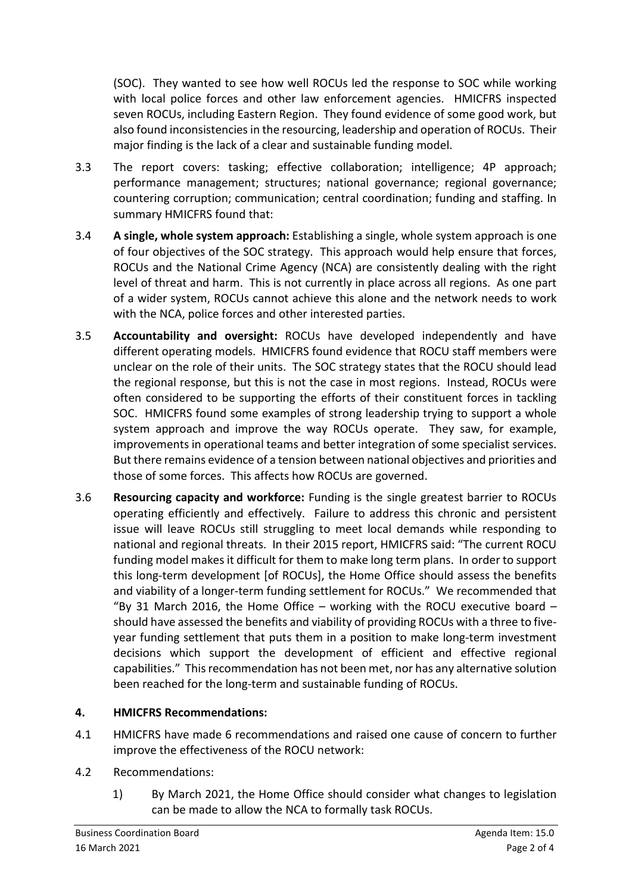(SOC). They wanted to see how well ROCUs led the response to SOC while working with local police forces and other law enforcement agencies. HMICFRS inspected seven ROCUs, including Eastern Region. They found evidence of some good work, but also found inconsistencies in the resourcing, leadership and operation of ROCUs. Their major finding is the lack of a clear and sustainable funding model.

3.3 The report covers: tasking; effective collaboration; intelligence; 4P approach; performance management; structures; national governance; regional governance; countering corruption; communication; central coordination; funding and staffing. In summary HMICFRS found that:

3.4 **A single, whole system approach:** Establishing a single, whole system approach is one of four objectives of the SOC strategy. This approach would help ensure that forces, ROCUs and the National Crime Agency (NCA) are consistently dealing with the right level of threat and harm. This is not currently in place across all regions. As one part of a wider system, ROCUs cannot achieve this alone and the network needs to work with the NCA, police forces and other interested parties.

3.5 **Accountability and oversight:** ROCUs have developed independently and have different operating models. HMICFRS found evidence that ROCU staff members were unclear on the role of their units. The SOC strategy states that the ROCU should lead the regional response, but this is not the case in most regions. Instead, ROCUs were often considered to be supporting the efforts of their constituent forces in tackling SOC. HMICFRS found some examples of strong leadership trying to support a whole system approach and improve the way ROCUs operate. They saw, for example, improvements in operational teams and better integration of some specialist services. But there remains evidence of a tension between national objectives and priorities and those of some forces. This affects how ROCUs are governed.

3.6 **Resourcing capacity and workforce:** Funding is the single greatest barrier to ROCUs operating efficiently and effectively. Failure to address this chronic and persistent issue will leave ROCUs still struggling to meet local demands while responding to national and regional threats. In their 2015 report, HMICFRS said: "The current ROCU funding model makes it difficult for them to make long term plans. In order to support this long-term development [of ROCUs], the Home Office should assess the benefits and viability of a longer-term funding settlement for ROCUs." We recommended that "By 31 March 2016, the Home Office – working with the ROCU executive board – should have assessed the benefits and viability of providing ROCUs with a three to five-year funding settlement that puts them in a position to make long-term investment decisions which support the development of efficient and effective regional capabilities." This recommendation has not been met, nor has any alternative solution been reached for the long-term and sustainable funding of ROCUs.

## 4. HMICFRS Recommendations:

4.1 HMICFRS have made 6 recommendations and raised one cause of concern to further improve the effectiveness of the ROCU network:

4.2 Recommendations:

1) By March 2021, the Home Office should consider what changes to legislation can be made to allow the NCA to formally task ROCUs.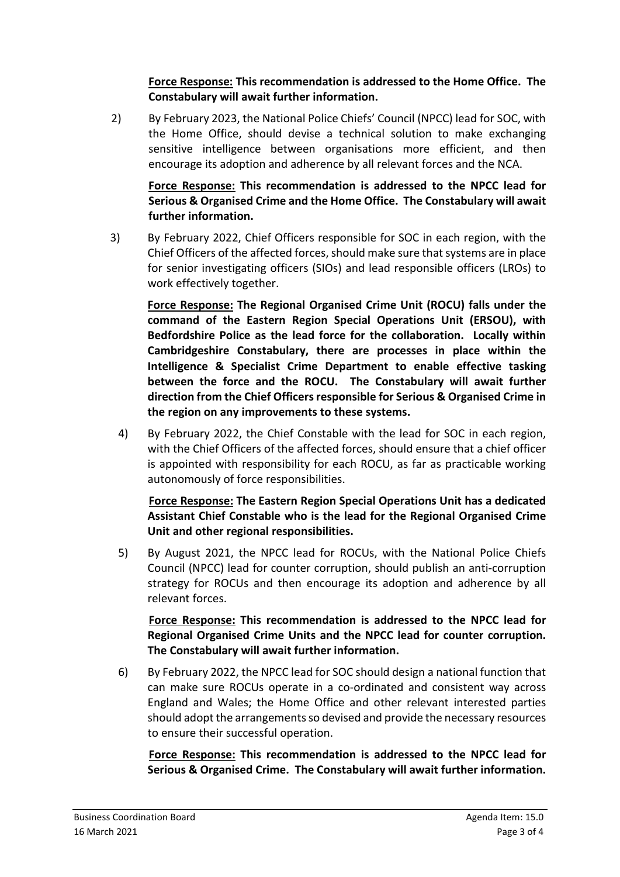**Force Response: This recommendation is addressed to the Home Office. The Constabulary will await further information.**

2) By February 2023, the National Police Chiefs' Council (NPCC) lead for SOC, with the Home Office, should devise a technical solution to make exchanging sensitive intelligence between organisations more efficient, and then encourage its adoption and adherence by all relevant forces and the NCA.

   **Force Response: This recommendation is addressed to the NPCC lead for Serious & Organised Crime and the Home Office. The Constabulary will await further information.**

3) By February 2022, Chief Officers responsible for SOC in each region, with the Chief Officers of the affected forces, should make sure that systems are in place for senior investigating officers (SIOs) and lead responsible officers (LROs) to work effectively together.

   **Force Response: The Regional Organised Crime Unit (ROCU) falls under the command of the Eastern Region Special Operations Unit (ERSOU), with Bedfordshire Police as the lead force for the collaboration. Locally within Cambridgeshire Constabulary, there are processes in place within the Intelligence & Specialist Crime Department to enable effective tasking between the force and the ROCU. The Constabulary will await further direction from the Chief Officers responsible for Serious & Organised Crime in the region on any improvements to these systems.**

4) By February 2022, the Chief Constable with the lead for SOC in each region, with the Chief Officers of the affected forces, should ensure that a chief officer is appointed with responsibility for each ROCU, as far as practicable working autonomously of force responsibilities.

   **Force Response: The Eastern Region Special Operations Unit has a dedicated Assistant Chief Constable who is the lead for the Regional Organised Crime Unit and other regional responsibilities.**

5) By August 2021, the NPCC lead for ROCUs, with the National Police Chiefs Council (NPCC) lead for counter corruption, should publish an anti-corruption strategy for ROCUs and then encourage its adoption and adherence by all relevant forces.

   **Force Response: This recommendation is addressed to the NPCC lead for Regional Organised Crime Units and the NPCC lead for counter corruption. The Constabulary will await further information.**

6) By February 2022, the NPCC lead for SOC should design a national function that can make sure ROCUs operate in a co-ordinated and consistent way across England and Wales; the Home Office and other relevant interested parties should adopt the arrangements so devised and provide the necessary resources to ensure their successful operation.

   **Force Response: This recommendation is addressed to the NPCC lead for Serious & Organised Crime. The Constabulary will await further information.**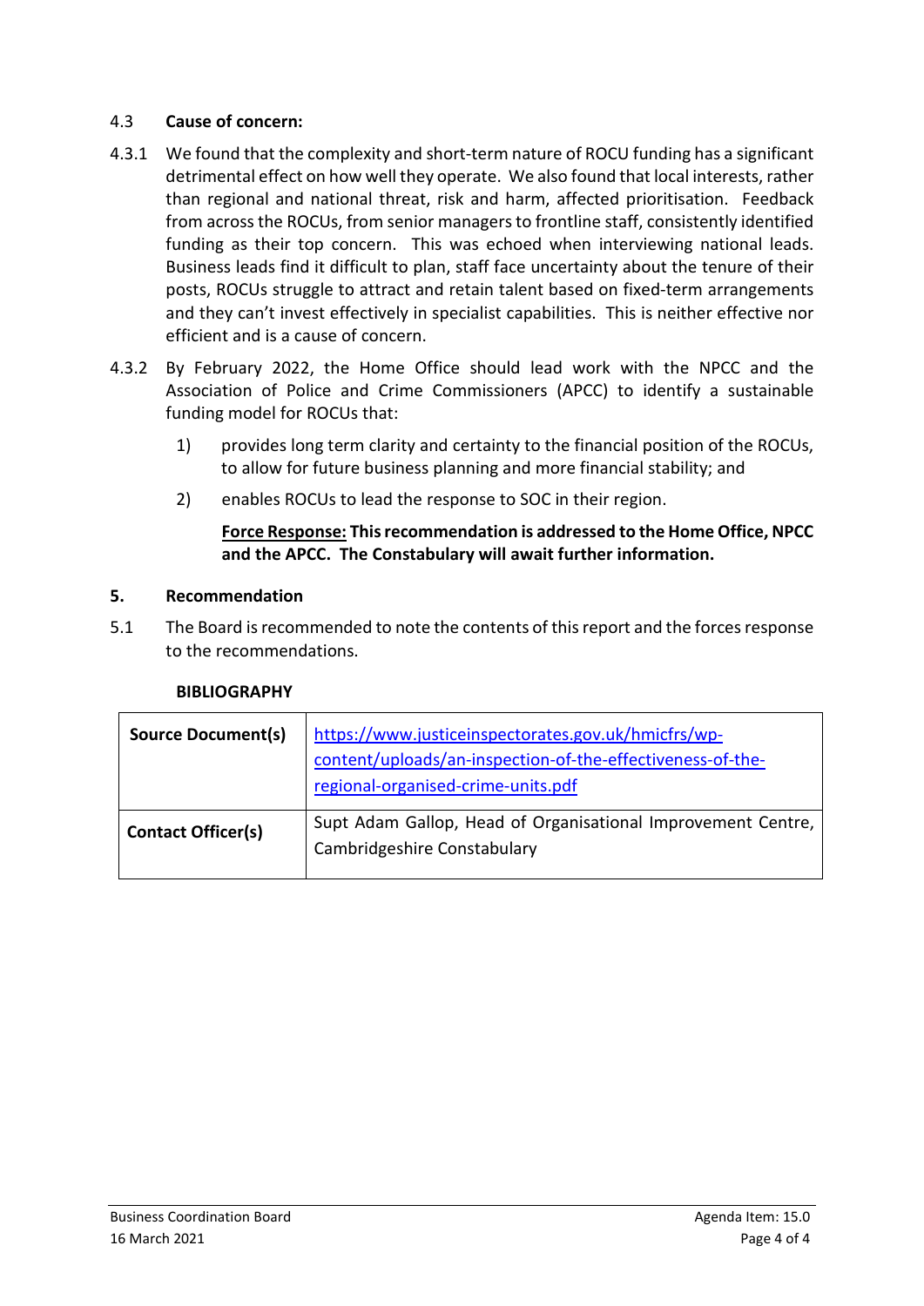### 4.3 Cause of concern:

4.3.1 We found that the complexity and short-term nature of ROCU funding has a significant detrimental effect on how well they operate. We also found that local interests, rather than regional and national threat, risk and harm, affected prioritisation. Feedback from across the ROCUs, from senior managers to frontline staff, consistently identified funding as their top concern. This was echoed when interviewing national leads. Business leads find it difficult to plan, staff face uncertainty about the tenure of their posts, ROCUs struggle to attract and retain talent based on fixed-term arrangements and they can't invest effectively in specialist capabilities. This is neither effective nor efficient and is a cause of concern.

4.3.2 By February 2022, the Home Office should lead work with the NPCC and the Association of Police and Crime Commissioners (APCC) to identify a sustainable funding model for ROCUs that:

1) provides long term clarity and certainty to the financial position of the ROCUs, to allow for future business planning and more financial stability; and
2) enables ROCUs to lead the response to SOC in their region.

**Force Response: This recommendation is addressed to the Home Office, NPCC and the APCC. The Constabulary will await further information.**

## 5. Recommendation

5.1 The Board is recommended to note the contents of this report and the forces response to the recommendations.

**BIBLIOGRAPHY**

| | |
|---|---|
| **Source Document(s)** | https://www.justiceinspectorates.gov.uk/hmicfrs/wp-content/uploads/an-inspection-of-the-effectiveness-of-the-regional-organised-crime-units.pdf |
| **Contact Officer(s)** | Supt Adam Gallop, Head of Organisational Improvement Centre, Cambridgeshire Constabulary |